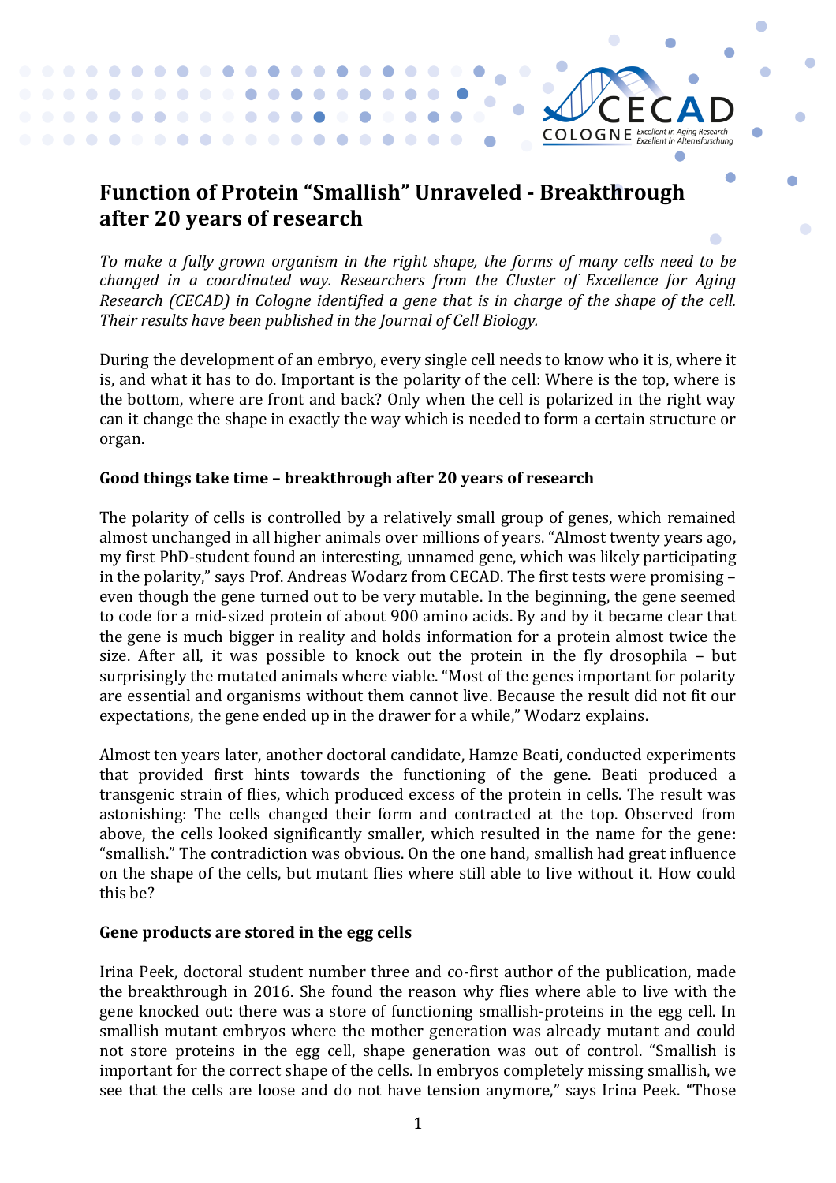# Function of Protein "Smallish" Unraveled - Breakthrough after 20 years of research

*To make a fully grown organism in the right shape, the forms of many cells need to be changed in a coordinated way. Researchers from the Cluster of Excellence for Aging Research (CECAD) in Cologne identified a gene that is in charge of the shape of the cell. Their results have been published in the Journal of Cell Biology.*

During the development of an embryo, every single cell needs to know who it is, where it is, and what it has to do. Important is the polarity of the cell: Where is the top, where is the bottom, where are front and back? Only when the cell is polarized in the right way can it change the shape in exactly the way which is needed to form a certain structure or organ.

**Good things take time – breakthrough after 20 years of research**

The polarity of cells is controlled by a relatively small group of genes, which remained almost unchanged in all higher animals over millions of years. "Almost twenty years ago, my first PhD-student found an interesting, unnamed gene, which was likely participating in the polarity," says Prof. Andreas Wodarz from CECAD. The first tests were promising – even though the gene turned out to be very mutable. In the beginning, the gene seemed to code for a mid-sized protein of about 900 amino acids. By and by it became clear that the gene is much bigger in reality and holds information for a protein almost twice the size. After all, it was possible to knock out the protein in the fly drosophila – but surprisingly the mutated animals where viable. "Most of the genes important for polarity are essential and organisms without them cannot live. Because the result did not fit our expectations, the gene ended up in the drawer for a while," Wodarz explains.

Almost ten years later, another doctoral candidate, Hamze Beati, conducted experiments that provided first hints towards the functioning of the gene. Beati produced a transgenic strain of flies, which produced excess of the protein in cells. The result was astonishing: The cells changed their form and contracted at the top. Observed from above, the cells looked significantly smaller, which resulted in the name for the gene: "smallish." The contradiction was obvious. On the one hand, smallish had great influence on the shape of the cells, but mutant flies where still able to live without it. How could this be?

**Gene products are stored in the egg cells**

Irina Peek, doctoral student number three and co-first author of the publication, made the breakthrough in 2016. She found the reason why flies where able to live with the gene knocked out: there was a store of functioning smallish-proteins in the egg cell. In smallish mutant embryos where the mother generation was already mutant and could not store proteins in the egg cell, shape generation was out of control. "Smallish is important for the correct shape of the cells. In embryos completely missing smallish, we see that the cells are loose and do not have tension anymore," says Irina Peek. "Those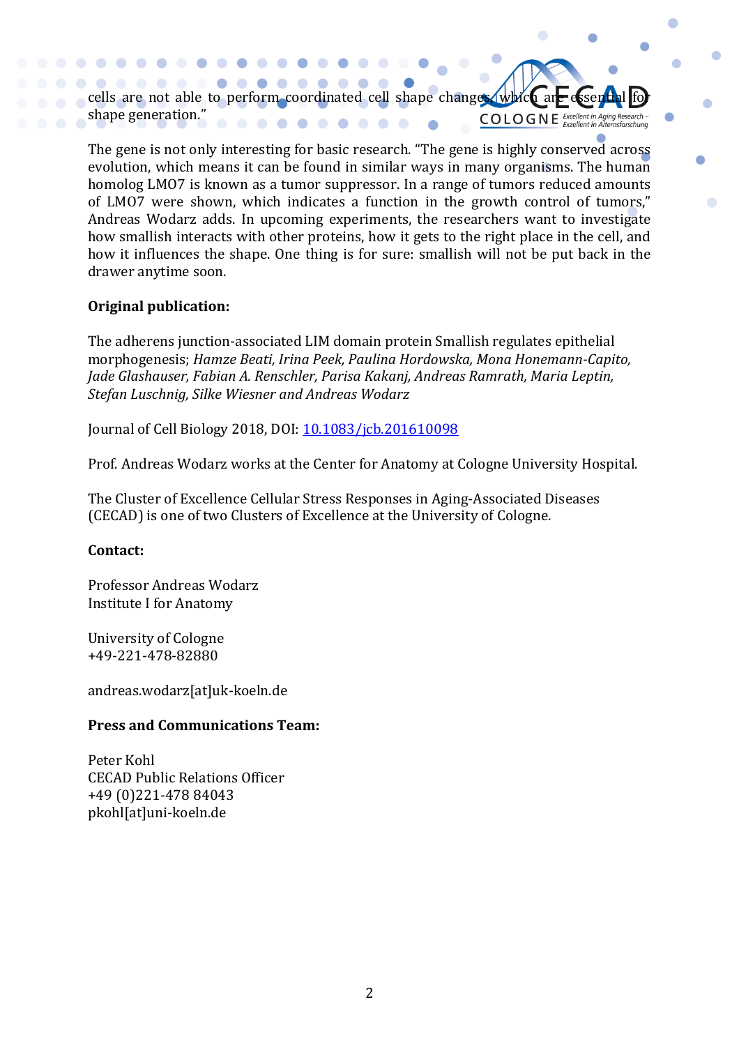cells are not able to perform coordinated cell shape changes, which are essential for shape generation."

The gene is not only interesting for basic research. "The gene is highly conserved across evolution, which means it can be found in similar ways in many organisms. The human homolog LMO7 is known as a tumor suppressor. In a range of tumors reduced amounts of LMO7 were shown, which indicates a function in the growth control of tumors," Andreas Wodarz adds. In upcoming experiments, the researchers want to investigate how smallish interacts with other proteins, how it gets to the right place in the cell, and how it influences the shape. One thing is for sure: smallish will not be put back in the drawer anytime soon.

**Original publication:**

The adherens junction-associated LIM domain protein Smallish regulates epithelial morphogenesis; *Hamze Beati, Irina Peek, Paulina Hordowska, Mona Honemann-Capito, Jade Glashauser, Fabian A. Renschler, Parisa Kakanj, Andreas Ramrath, Maria Leptin, Stefan Luschnig, Silke Wiesner and Andreas Wodarz*

Journal of Cell Biology 2018, DOI: [10.1083/jcb.201610098](https://doi.org/10.1083/jcb.201610098)

Prof. Andreas Wodarz works at the Center for Anatomy at Cologne University Hospital.

The Cluster of Excellence Cellular Stress Responses in Aging-Associated Diseases (CECAD) is one of two Clusters of Excellence at the University of Cologne.

**Contact:**

Professor Andreas Wodarz
Institute I for Anatomy

University of Cologne
+49-221-478-82880

andreas.wodarz[at]uk-koeln.de

**Press and Communications Team:**

Peter Kohl
CECAD Public Relations Officer
+49 (0)221-478 84043
pkohl[at]uni-koeln.de